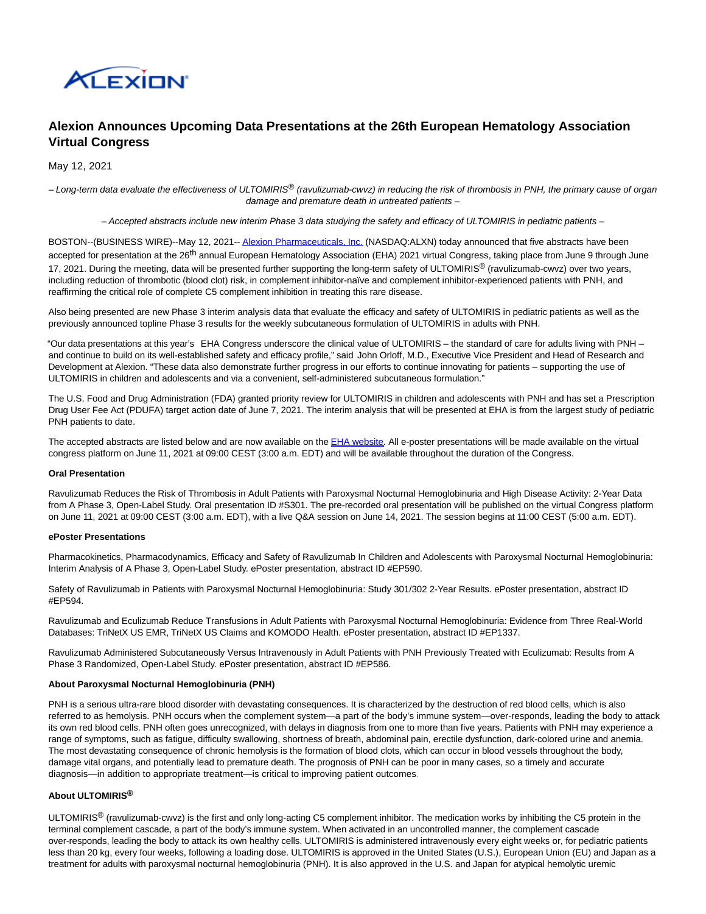# Alexion Announces Upcoming Data Presentations at the 26th European Hematology Association Virtual Congress

May 12, 2021

*– Long-term data evaluate the effectiveness of ULTOMIRIS® (ravulizumab-cwvz) in reducing the risk of thrombosis in PNH, the primary cause of organ damage and premature death in untreated patients –*

*– Accepted abstracts include new interim Phase 3 data studying the safety and efficacy of ULTOMIRIS in pediatric patients –*

BOSTON--(BUSINESS WIRE)--May 12, 2021-- Alexion Pharmaceuticals, Inc. (NASDAQ:ALXN) today announced that five abstracts have been accepted for presentation at the 26th annual European Hematology Association (EHA) 2021 virtual Congress, taking place from June 9 through June 17, 2021. During the meeting, data will be presented further supporting the long-term safety of ULTOMIRIS® (ravulizumab-cwvz) over two years, including reduction of thrombotic (blood clot) risk, in complement inhibitor-naïve and complement inhibitor-experienced patients with PNH, and reaffirming the critical role of complete C5 complement inhibition in treating this rare disease.

Also being presented are new Phase 3 interim analysis data that evaluate the efficacy and safety of ULTOMIRIS in pediatric patients as well as the previously announced topline Phase 3 results for the weekly subcutaneous formulation of ULTOMIRIS in adults with PNH.

"Our data presentations at this year's EHA Congress underscore the clinical value of ULTOMIRIS – the standard of care for adults living with PNH – and continue to build on its well-established safety and efficacy profile," said John Orloff, M.D., Executive Vice President and Head of Research and Development at Alexion. "These data also demonstrate further progress in our efforts to continue innovating for patients – supporting the use of ULTOMIRIS in children and adolescents and via a convenient, self-administered subcutaneous formulation."

The U.S. Food and Drug Administration (FDA) granted priority review for ULTOMIRIS in children and adolescents with PNH and has set a Prescription Drug User Fee Act (PDUFA) target action date of June 7, 2021. The interim analysis that will be presented at EHA is from the largest study of pediatric PNH patients to date.

The accepted abstracts are listed below and are now available on the EHA website. All e-poster presentations will be made available on the virtual congress platform on June 11, 2021 at 09:00 CEST (3:00 a.m. EDT) and will be available throughout the duration of the Congress.

**Oral Presentation**

Ravulizumab Reduces the Risk of Thrombosis in Adult Patients with Paroxysmal Nocturnal Hemoglobinuria and High Disease Activity: 2-Year Data from A Phase 3, Open-Label Study. Oral presentation ID #S301. The pre-recorded oral presentation will be published on the virtual Congress platform on June 11, 2021 at 09:00 CEST (3:00 a.m. EDT), with a live Q&A session on June 14, 2021. The session begins at 11:00 CEST (5:00 a.m. EDT).

**ePoster Presentations**

Pharmacokinetics, Pharmacodynamics, Efficacy and Safety of Ravulizumab In Children and Adolescents with Paroxysmal Nocturnal Hemoglobinuria: Interim Analysis of A Phase 3, Open-Label Study. ePoster presentation, abstract ID #EP590.

Safety of Ravulizumab in Patients with Paroxysmal Nocturnal Hemoglobinuria: Study 301/302 2-Year Results. ePoster presentation, abstract ID #EP594.

Ravulizumab and Eculizumab Reduce Transfusions in Adult Patients with Paroxysmal Nocturnal Hemoglobinuria: Evidence from Three Real-World Databases: TriNetX US EMR, TriNetX US Claims and KOMODO Health. ePoster presentation, abstract ID #EP1337.

Ravulizumab Administered Subcutaneously Versus Intravenously in Adult Patients with PNH Previously Treated with Eculizumab: Results from A Phase 3 Randomized, Open-Label Study. ePoster presentation, abstract ID #EP586.

**About Paroxysmal Nocturnal Hemoglobinuria (PNH)**

PNH is a serious ultra-rare blood disorder with devastating consequences. It is characterized by the destruction of red blood cells, which is also referred to as hemolysis. PNH occurs when the complement system—a part of the body's immune system—over-responds, leading the body to attack its own red blood cells. PNH often goes unrecognized, with delays in diagnosis from one to more than five years. Patients with PNH may experience a range of symptoms, such as fatigue, difficulty swallowing, shortness of breath, abdominal pain, erectile dysfunction, dark-colored urine and anemia. The most devastating consequence of chronic hemolysis is the formation of blood clots, which can occur in blood vessels throughout the body, damage vital organs, and potentially lead to premature death. The prognosis of PNH can be poor in many cases, so a timely and accurate diagnosis—in addition to appropriate treatment—is critical to improving patient outcomes.

**About ULTOMIRIS®**

ULTOMIRIS® (ravulizumab-cwvz) is the first and only long-acting C5 complement inhibitor. The medication works by inhibiting the C5 protein in the terminal complement cascade, a part of the body's immune system. When activated in an uncontrolled manner, the complement cascade over-responds, leading the body to attack its own healthy cells. ULTOMIRIS is administered intravenously every eight weeks or, for pediatric patients less than 20 kg, every four weeks, following a loading dose. ULTOMIRIS is approved in the United States (U.S.), European Union (EU) and Japan as a treatment for adults with paroxysmal nocturnal hemoglobinuria (PNH). It is also approved in the U.S. and Japan for atypical hemolytic uremic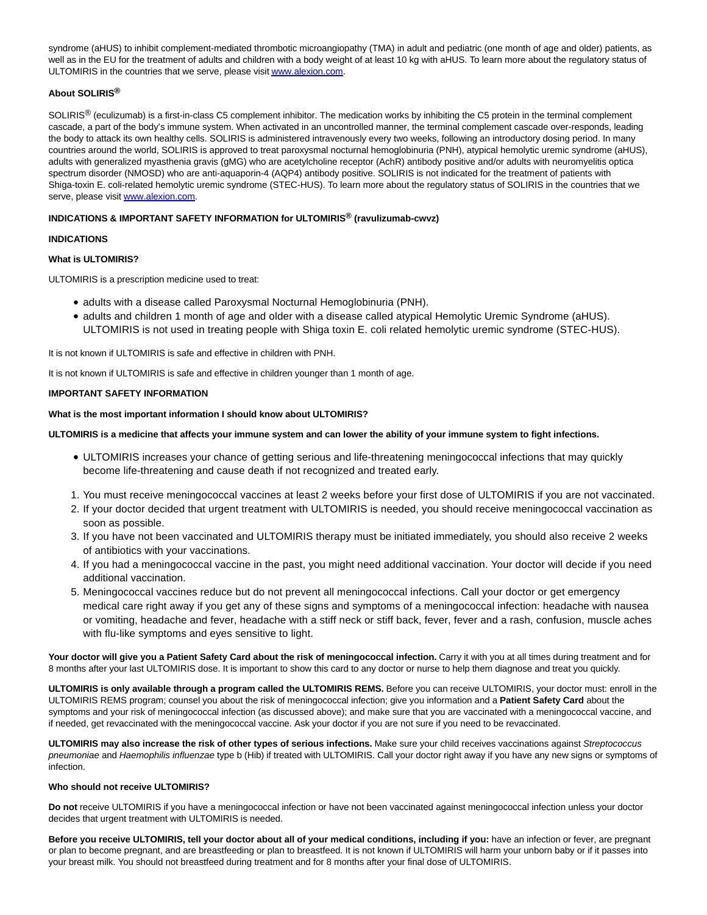syndrome (aHUS) to inhibit complement-mediated thrombotic microangiopathy (TMA) in adult and pediatric (one month of age and older) patients, as well as in the EU for the treatment of adults and children with a body weight of at least 10 kg with aHUS. To learn more about the regulatory status of ULTOMIRIS in the countries that we serve, please visit www.alexion.com.

**About SOLIRIS®**

SOLIRIS® (eculizumab) is a first-in-class C5 complement inhibitor. The medication works by inhibiting the C5 protein in the terminal complement cascade, a part of the body's immune system. When activated in an uncontrolled manner, the terminal complement cascade over-responds, leading the body to attack its own healthy cells. SOLIRIS is administered intravenously every two weeks, following an introductory dosing period. In many countries around the world, SOLIRIS is approved to treat paroxysmal nocturnal hemoglobinuria (PNH), atypical hemolytic uremic syndrome (aHUS), adults with generalized myasthenia gravis (gMG) who are acetylcholine receptor (AchR) antibody positive and/or adults with neuromyelitis optica spectrum disorder (NMOSD) who are anti-aquaporin-4 (AQP4) antibody positive. SOLIRIS is not indicated for the treatment of patients with Shiga-toxin E. coli-related hemolytic uremic syndrome (STEC-HUS). To learn more about the regulatory status of SOLIRIS in the countries that we serve, please visit www.alexion.com.

**INDICATIONS & IMPORTANT SAFETY INFORMATION for ULTOMIRIS® (ravulizumab-cwvz)**

**INDICATIONS**

**What is ULTOMIRIS?**

ULTOMIRIS is a prescription medicine used to treat:

- adults with a disease called Paroxysmal Nocturnal Hemoglobinuria (PNH).
- adults and children 1 month of age and older with a disease called atypical Hemolytic Uremic Syndrome (aHUS). ULTOMIRIS is not used in treating people with Shiga toxin E. coli related hemolytic uremic syndrome (STEC-HUS).

It is not known if ULTOMIRIS is safe and effective in children with PNH.

It is not known if ULTOMIRIS is safe and effective in children younger than 1 month of age.

**IMPORTANT SAFETY INFORMATION**

**What is the most important information I should know about ULTOMIRIS?**

**ULTOMIRIS is a medicine that affects your immune system and can lower the ability of your immune system to fight infections.**

- ULTOMIRIS increases your chance of getting serious and life-threatening meningococcal infections that may quickly become life-threatening and cause death if not recognized and treated early.

1. You must receive meningococcal vaccines at least 2 weeks before your first dose of ULTOMIRIS if you are not vaccinated.
2. If your doctor decided that urgent treatment with ULTOMIRIS is needed, you should receive meningococcal vaccination as soon as possible.
3. If you have not been vaccinated and ULTOMIRIS therapy must be initiated immediately, you should also receive 2 weeks of antibiotics with your vaccinations.
4. If you had a meningococcal vaccine in the past, you might need additional vaccination. Your doctor will decide if you need additional vaccination.
5. Meningococcal vaccines reduce but do not prevent all meningococcal infections. Call your doctor or get emergency medical care right away if you get any of these signs and symptoms of a meningococcal infection: headache with nausea or vomiting, headache and fever, headache with a stiff neck or stiff back, fever, fever and a rash, confusion, muscle aches with flu-like symptoms and eyes sensitive to light.

**Your doctor will give you a Patient Safety Card about the risk of meningococcal infection.** Carry it with you at all times during treatment and for 8 months after your last ULTOMIRIS dose. It is important to show this card to any doctor or nurse to help them diagnose and treat you quickly.

**ULTOMIRIS is only available through a program called the ULTOMIRIS REMS.** Before you can receive ULTOMIRIS, your doctor must: enroll in the ULTOMIRIS REMS program; counsel you about the risk of meningococcal infection; give you information and a **Patient Safety Card** about the symptoms and your risk of meningococcal infection (as discussed above); and make sure that you are vaccinated with a meningococcal vaccine, and if needed, get revaccinated with the meningococcal vaccine. Ask your doctor if you are not sure if you need to be revaccinated.

**ULTOMIRIS may also increase the risk of other types of serious infections.** Make sure your child receives vaccinations against *Streptococcus pneumoniae* and *Haemophilis influenzae* type b (Hib) if treated with ULTOMIRIS. Call your doctor right away if you have any new signs or symptoms of infection.

**Who should not receive ULTOMIRIS?**

**Do not** receive ULTOMIRIS if you have a meningococcal infection or have not been vaccinated against meningococcal infection unless your doctor decides that urgent treatment with ULTOMIRIS is needed.

**Before you receive ULTOMIRIS, tell your doctor about all of your medical conditions, including if you:** have an infection or fever, are pregnant or plan to become pregnant, and are breastfeeding or plan to breastfeed. It is not known if ULTOMIRIS will harm your unborn baby or if it passes into your breast milk. You should not breastfeed during treatment and for 8 months after your final dose of ULTOMIRIS.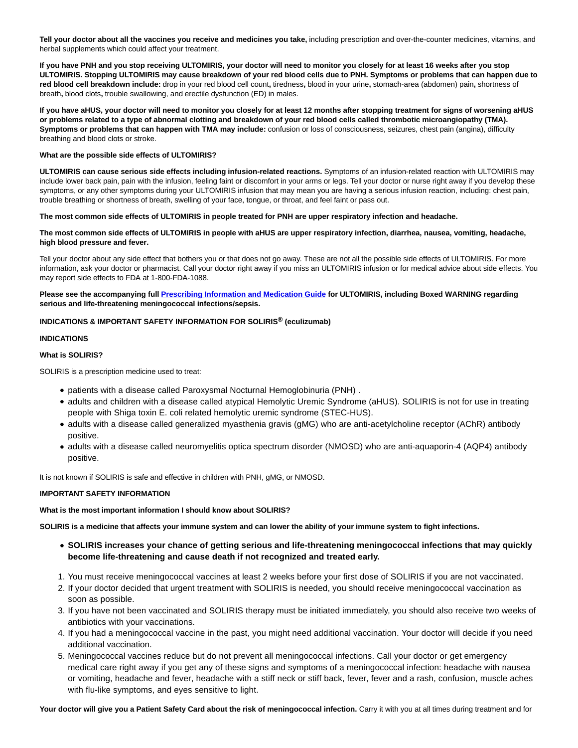**Tell your doctor about all the vaccines you receive and medicines you take,** including prescription and over-the-counter medicines, vitamins, and herbal supplements which could affect your treatment.

**If you have PNH and you stop receiving ULTOMIRIS, your doctor will need to monitor you closely for at least 16 weeks after you stop ULTOMIRIS. Stopping ULTOMIRIS may cause breakdown of your red blood cells due to PNH. Symptoms or problems that can happen due to red blood cell breakdown include:** drop in your red blood cell count**,** tiredness**,** blood in your urine**,** stomach-area (abdomen) pain**,** shortness of breath**,** blood clots**,** trouble swallowing, and erectile dysfunction (ED) in males.

**If you have aHUS, your doctor will need to monitor you closely for at least 12 months after stopping treatment for signs of worsening aHUS or problems related to a type of abnormal clotting and breakdown of your red blood cells called thrombotic microangiopathy (TMA). Symptoms or problems that can happen with TMA may include:** confusion or loss of consciousness, seizures, chest pain (angina), difficulty breathing and blood clots or stroke.

**What are the possible side effects of ULTOMIRIS?**

**ULTOMIRIS can cause serious side effects including infusion-related reactions.** Symptoms of an infusion-related reaction with ULTOMIRIS may include lower back pain, pain with the infusion, feeling faint or discomfort in your arms or legs. Tell your doctor or nurse right away if you develop these symptoms, or any other symptoms during your ULTOMIRIS infusion that may mean you are having a serious infusion reaction, including: chest pain, trouble breathing or shortness of breath, swelling of your face, tongue, or throat, and feel faint or pass out.

**The most common side effects of ULTOMIRIS in people treated for PNH are upper respiratory infection and headache.**

**The most common side effects of ULTOMIRIS in people with aHUS are upper respiratory infection, diarrhea, nausea, vomiting, headache, high blood pressure and fever.**

Tell your doctor about any side effect that bothers you or that does not go away. These are not all the possible side effects of ULTOMIRIS. For more information, ask your doctor or pharmacist. Call your doctor right away if you miss an ULTOMIRIS infusion or for medical advice about side effects. You may report side effects to FDA at 1-800-FDA-1088.

**Please see the accompanying full Prescribing Information and Medication Guide for ULTOMIRIS, including Boxed WARNING regarding serious and life-threatening meningococcal infections/sepsis.**

**INDICATIONS & IMPORTANT SAFETY INFORMATION FOR SOLIRIS® (eculizumab)**

**INDICATIONS**

**What is SOLIRIS?**

SOLIRIS is a prescription medicine used to treat:

- patients with a disease called Paroxysmal Nocturnal Hemoglobinuria (PNH) .
- adults and children with a disease called atypical Hemolytic Uremic Syndrome (aHUS). SOLIRIS is not for use in treating people with Shiga toxin E. coli related hemolytic uremic syndrome (STEC-HUS).
- adults with a disease called generalized myasthenia gravis (gMG) who are anti-acetylcholine receptor (AChR) antibody positive.
- adults with a disease called neuromyelitis optica spectrum disorder (NMOSD) who are anti-aquaporin-4 (AQP4) antibody positive.

It is not known if SOLIRIS is safe and effective in children with PNH, gMG, or NMOSD.

**IMPORTANT SAFETY INFORMATION**

**What is the most important information I should know about SOLIRIS?**

**SOLIRIS is a medicine that affects your immune system and can lower the ability of your immune system to fight infections.**

- **SOLIRIS increases your chance of getting serious and life-threatening meningococcal infections that may quickly become life-threatening and cause death if not recognized and treated early.**

1. You must receive meningococcal vaccines at least 2 weeks before your first dose of SOLIRIS if you are not vaccinated.
2. If your doctor decided that urgent treatment with SOLIRIS is needed, you should receive meningococcal vaccination as soon as possible.
3. If you have not been vaccinated and SOLIRIS therapy must be initiated immediately, you should also receive two weeks of antibiotics with your vaccinations.
4. If you had a meningococcal vaccine in the past, you might need additional vaccination. Your doctor will decide if you need additional vaccination.
5. Meningococcal vaccines reduce but do not prevent all meningococcal infections. Call your doctor or get emergency medical care right away if you get any of these signs and symptoms of a meningococcal infection: headache with nausea or vomiting, headache and fever, headache with a stiff neck or stiff back, fever, fever and a rash, confusion, muscle aches with flu-like symptoms, and eyes sensitive to light.

**Your doctor will give you a Patient Safety Card about the risk of meningococcal infection.** Carry it with you at all times during treatment and for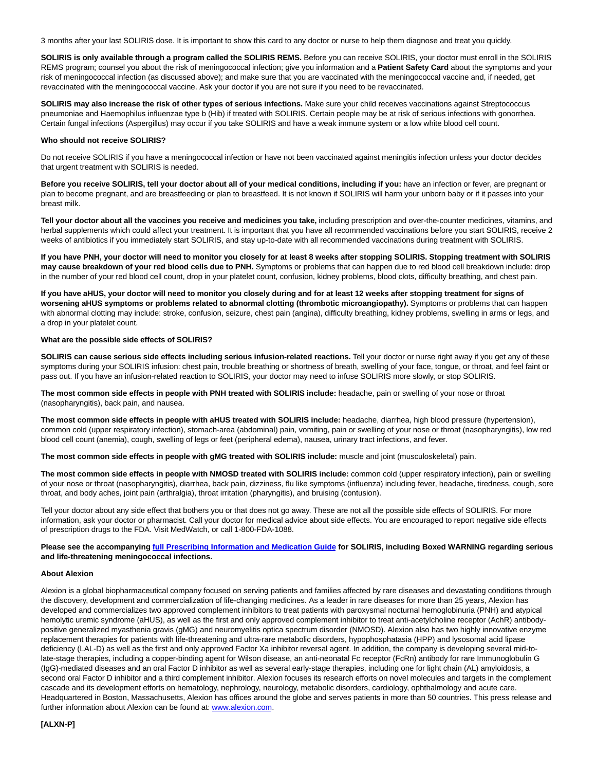3 months after your last SOLIRIS dose. It is important to show this card to any doctor or nurse to help them diagnose and treat you quickly.

**SOLIRIS is only available through a program called the SOLIRIS REMS.** Before you can receive SOLIRIS, your doctor must enroll in the SOLIRIS REMS program; counsel you about the risk of meningococcal infection; give you information and a **Patient Safety Card** about the symptoms and your risk of meningococcal infection (as discussed above); and make sure that you are vaccinated with the meningococcal vaccine and, if needed, get revaccinated with the meningococcal vaccine. Ask your doctor if you are not sure if you need to be revaccinated.

**SOLIRIS may also increase the risk of other types of serious infections.** Make sure your child receives vaccinations against Streptococcus pneumoniae and Haemophilus influenzae type b (Hib) if treated with SOLIRIS. Certain people may be at risk of serious infections with gonorrhea. Certain fungal infections (Aspergillus) may occur if you take SOLIRIS and have a weak immune system or a low white blood cell count.

**Who should not receive SOLIRIS?**

Do not receive SOLIRIS if you have a meningococcal infection or have not been vaccinated against meningitis infection unless your doctor decides that urgent treatment with SOLIRIS is needed.

**Before you receive SOLIRIS, tell your doctor about all of your medical conditions, including if you:** have an infection or fever, are pregnant or plan to become pregnant, and are breastfeeding or plan to breastfeed. It is not known if SOLIRIS will harm your unborn baby or if it passes into your breast milk.

**Tell your doctor about all the vaccines you receive and medicines you take,** including prescription and over-the-counter medicines, vitamins, and herbal supplements which could affect your treatment. It is important that you have all recommended vaccinations before you start SOLIRIS, receive 2 weeks of antibiotics if you immediately start SOLIRIS, and stay up-to-date with all recommended vaccinations during treatment with SOLIRIS.

**If you have PNH, your doctor will need to monitor you closely for at least 8 weeks after stopping SOLIRIS. Stopping treatment with SOLIRIS may cause breakdown of your red blood cells due to PNH.** Symptoms or problems that can happen due to red blood cell breakdown include: drop in the number of your red blood cell count, drop in your platelet count, confusion, kidney problems, blood clots, difficulty breathing, and chest pain.

**If you have aHUS, your doctor will need to monitor you closely during and for at least 12 weeks after stopping treatment for signs of worsening aHUS symptoms or problems related to abnormal clotting (thrombotic microangiopathy).** Symptoms or problems that can happen with abnormal clotting may include: stroke, confusion, seizure, chest pain (angina), difficulty breathing, kidney problems, swelling in arms or legs, and a drop in your platelet count.

**What are the possible side effects of SOLIRIS?**

**SOLIRIS can cause serious side effects including serious infusion-related reactions.** Tell your doctor or nurse right away if you get any of these symptoms during your SOLIRIS infusion: chest pain, trouble breathing or shortness of breath, swelling of your face, tongue, or throat, and feel faint or pass out. If you have an infusion-related reaction to SOLIRIS, your doctor may need to infuse SOLIRIS more slowly, or stop SOLIRIS.

**The most common side effects in people with PNH treated with SOLIRIS include:** headache, pain or swelling of your nose or throat (nasopharyngitis), back pain, and nausea.

**The most common side effects in people with aHUS treated with SOLIRIS include:** headache, diarrhea, high blood pressure (hypertension), common cold (upper respiratory infection), stomach-area (abdominal) pain, vomiting, pain or swelling of your nose or throat (nasopharyngitis), low red blood cell count (anemia), cough, swelling of legs or feet (peripheral edema), nausea, urinary tract infections, and fever.

**The most common side effects in people with gMG treated with SOLIRIS include:** muscle and joint (musculoskeletal) pain.

**The most common side effects in people with NMOSD treated with SOLIRIS include:** common cold (upper respiratory infection), pain or swelling of your nose or throat (nasopharyngitis), diarrhea, back pain, dizziness, flu like symptoms (influenza) including fever, headache, tiredness, cough, sore throat, and body aches, joint pain (arthralgia), throat irritation (pharyngitis), and bruising (contusion).

Tell your doctor about any side effect that bothers you or that does not go away. These are not all the possible side effects of SOLIRIS. For more information, ask your doctor or pharmacist. Call your doctor for medical advice about side effects. You are encouraged to report negative side effects of prescription drugs to the FDA. Visit MedWatch, or call 1-800-FDA-1088.

**Please see the accompanying full Prescribing Information and Medication Guide for SOLIRIS, including Boxed WARNING regarding serious and life-threatening meningococcal infections.**

**About Alexion**

Alexion is a global biopharmaceutical company focused on serving patients and families affected by rare diseases and devastating conditions through the discovery, development and commercialization of life-changing medicines. As a leader in rare diseases for more than 25 years, Alexion has developed and commercializes two approved complement inhibitors to treat patients with paroxysmal nocturnal hemoglobinuria (PNH) and atypical hemolytic uremic syndrome (aHUS), as well as the first and only approved complement inhibitor to treat anti-acetylcholine receptor (AchR) antibody-positive generalized myasthenia gravis (gMG) and neuromyelitis optica spectrum disorder (NMOSD). Alexion also has two highly innovative enzyme replacement therapies for patients with life-threatening and ultra-rare metabolic disorders, hypophosphatasia (HPP) and lysosomal acid lipase deficiency (LAL-D) as well as the first and only approved Factor Xa inhibitor reversal agent. In addition, the company is developing several mid-to-late-stage therapies, including a copper-binding agent for Wilson disease, an anti-neonatal Fc receptor (FcRn) antibody for rare Immunoglobulin G (IgG)-mediated diseases and an oral Factor D inhibitor as well as several early-stage therapies, including one for light chain (AL) amyloidosis, a second oral Factor D inhibitor and a third complement inhibitor. Alexion focuses its research efforts on novel molecules and targets in the complement cascade and its development efforts on hematology, nephrology, neurology, metabolic disorders, cardiology, ophthalmology and acute care. Headquartered in Boston, Massachusetts, Alexion has offices around the globe and serves patients in more than 50 countries. This press release and further information about Alexion can be found at: www.alexion.com.

**[ALXN-P]**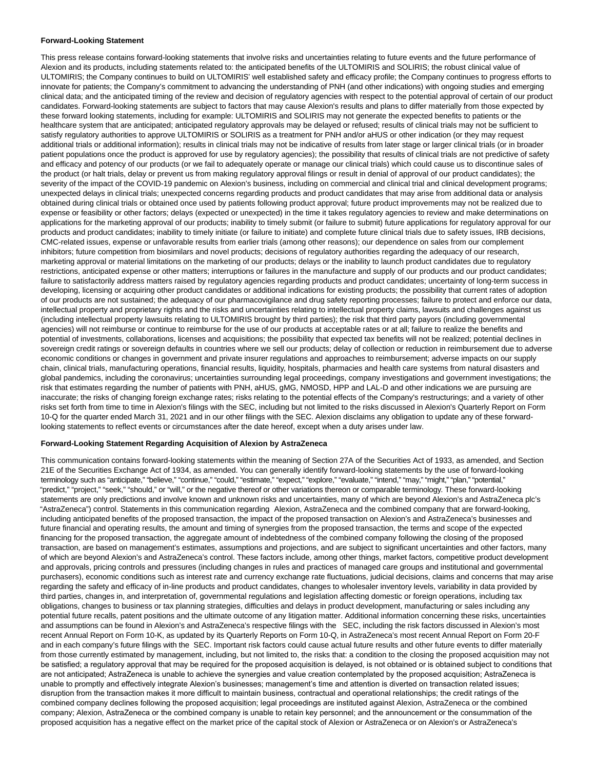**Forward-Looking Statement**

This press release contains forward-looking statements that involve risks and uncertainties relating to future events and the future performance of Alexion and its products, including statements related to: the anticipated benefits of the ULTOMIRIS and SOLIRIS; the robust clinical value of ULTOMIRIS; the Company continues to build on ULTOMIRIS' well established safety and efficacy profile; the Company continues to progress efforts to innovate for patients; the Company's commitment to advancing the understanding of PNH (and other indications) with ongoing studies and emerging clinical data; and the anticipated timing of the review and decision of regulatory agencies with respect to the potential approval of certain of our product candidates. Forward-looking statements are subject to factors that may cause Alexion's results and plans to differ materially from those expected by these forward looking statements, including for example: ULTOMIRIS and SOLIRIS may not generate the expected benefits to patients or the healthcare system that are anticipated; anticipated regulatory approvals may be delayed or refused; results of clinical trials may not be sufficient to satisfy regulatory authorities to approve ULTOMIRIS or SOLIRIS as a treatment for PNH and/or aHUS or other indication (or they may request additional trials or additional information); results in clinical trials may not be indicative of results from later stage or larger clinical trials (or in broader patient populations once the product is approved for use by regulatory agencies); the possibility that results of clinical trials are not predictive of safety and efficacy and potency of our products (or we fail to adequately operate or manage our clinical trials) which could cause us to discontinue sales of the product (or halt trials, delay or prevent us from making regulatory approval filings or result in denial of approval of our product candidates); the severity of the impact of the COVID-19 pandemic on Alexion's business, including on commercial and clinical trial and clinical development programs; unexpected delays in clinical trials; unexpected concerns regarding products and product candidates that may arise from additional data or analysis obtained during clinical trials or obtained once used by patients following product approval; future product improvements may not be realized due to expense or feasibility or other factors; delays (expected or unexpected) in the time it takes regulatory agencies to review and make determinations on applications for the marketing approval of our products; inability to timely submit (or failure to submit) future applications for regulatory approval for our products and product candidates; inability to timely initiate (or failure to initiate) and complete future clinical trials due to safety issues, IRB decisions, CMC-related issues, expense or unfavorable results from earlier trials (among other reasons); our dependence on sales from our complement inhibitors; future competition from biosimilars and novel products; decisions of regulatory authorities regarding the adequacy of our research, marketing approval or material limitations on the marketing of our products; delays or the inability to launch product candidates due to regulatory restrictions, anticipated expense or other matters; interruptions or failures in the manufacture and supply of our products and our product candidates; failure to satisfactorily address matters raised by regulatory agencies regarding products and product candidates; uncertainty of long-term success in developing, licensing or acquiring other product candidates or additional indications for existing products; the possibility that current rates of adoption of our products are not sustained; the adequacy of our pharmacovigilance and drug safety reporting processes; failure to protect and enforce our data, intellectual property and proprietary rights and the risks and uncertainties relating to intellectual property claims, lawsuits and challenges against us (including intellectual property lawsuits relating to ULTOMIRIS brought by third parties); the risk that third party payors (including governmental agencies) will not reimburse or continue to reimburse for the use of our products at acceptable rates or at all; failure to realize the benefits and potential of investments, collaborations, licenses and acquisitions; the possibility that expected tax benefits will not be realized; potential declines in sovereign credit ratings or sovereign defaults in countries where we sell our products; delay of collection or reduction in reimbursement due to adverse economic conditions or changes in government and private insurer regulations and approaches to reimbursement; adverse impacts on our supply chain, clinical trials, manufacturing operations, financial results, liquidity, hospitals, pharmacies and health care systems from natural disasters and global pandemics, including the coronavirus; uncertainties surrounding legal proceedings, company investigations and government investigations; the risk that estimates regarding the number of patients with PNH, aHUS, gMG, NMOSD, HPP and LAL-D and other indications we are pursuing are inaccurate; the risks of changing foreign exchange rates; risks relating to the potential effects of the Company's restructurings; and a variety of other risks set forth from time to time in Alexion's filings with the SEC, including but not limited to the risks discussed in Alexion's Quarterly Report on Form 10-Q for the quarter ended March 31, 2021 and in our other filings with the SEC. Alexion disclaims any obligation to update any of these forward-looking statements to reflect events or circumstances after the date hereof, except when a duty arises under law.

**Forward-Looking Statement Regarding Acquisition of Alexion by AstraZeneca**

This communication contains forward-looking statements within the meaning of Section 27A of the Securities Act of 1933, as amended, and Section 21E of the Securities Exchange Act of 1934, as amended. You can generally identify forward-looking statements by the use of forward-looking terminology such as "anticipate," "believe," "continue," "could," "estimate," "expect," "explore," "evaluate," "intend," "may," "might," "plan," "potential," "predict," "project," "seek," "should," or "will," or the negative thereof or other variations thereon or comparable terminology. These forward-looking statements are only predictions and involve known and unknown risks and uncertainties, many of which are beyond Alexion's and AstraZeneca plc's "AstraZeneca") control. Statements in this communication regarding Alexion, AstraZeneca and the combined company that are forward-looking, including anticipated benefits of the proposed transaction, the impact of the proposed transaction on Alexion's and AstraZeneca's businesses and future financial and operating results, the amount and timing of synergies from the proposed transaction, the terms and scope of the expected financing for the proposed transaction, the aggregate amount of indebtedness of the combined company following the closing of the proposed transaction, are based on management's estimates, assumptions and projections, and are subject to significant uncertainties and other factors, many of which are beyond Alexion's and AstraZeneca's control. These factors include, among other things, market factors, competitive product development and approvals, pricing controls and pressures (including changes in rules and practices of managed care groups and institutional and governmental purchasers), economic conditions such as interest rate and currency exchange rate fluctuations, judicial decisions, claims and concerns that may arise regarding the safety and efficacy of in-line products and product candidates, changes to wholesaler inventory levels, variability in data provided by third parties, changes in, and interpretation of, governmental regulations and legislation affecting domestic or foreign operations, including tax obligations, changes to business or tax planning strategies, difficulties and delays in product development, manufacturing or sales including any potential future recalls, patent positions and the ultimate outcome of any litigation matter. Additional information concerning these risks, uncertainties and assumptions can be found in Alexion's and AstraZeneca's respective filings with the SEC, including the risk factors discussed in Alexion's most recent Annual Report on Form 10-K, as updated by its Quarterly Reports on Form 10-Q, in AstraZeneca's most recent Annual Report on Form 20-F and in each company's future filings with the SEC. Important risk factors could cause actual future results and other future events to differ materially from those currently estimated by management, including, but not limited to, the risks that: a condition to the closing the proposed acquisition may not be satisfied; a regulatory approval that may be required for the proposed acquisition is delayed, is not obtained or is obtained subject to conditions that are not anticipated; AstraZeneca is unable to achieve the synergies and value creation contemplated by the proposed acquisition; AstraZeneca is unable to promptly and effectively integrate Alexion's businesses; management's time and attention is diverted on transaction related issues; disruption from the transaction makes it more difficult to maintain business, contractual and operational relationships; the credit ratings of the combined company declines following the proposed acquisition; legal proceedings are instituted against Alexion, AstraZeneca or the combined company; Alexion, AstraZeneca or the combined company is unable to retain key personnel; and the announcement or the consummation of the proposed acquisition has a negative effect on the market price of the capital stock of Alexion or AstraZeneca or on Alexion's or AstraZeneca's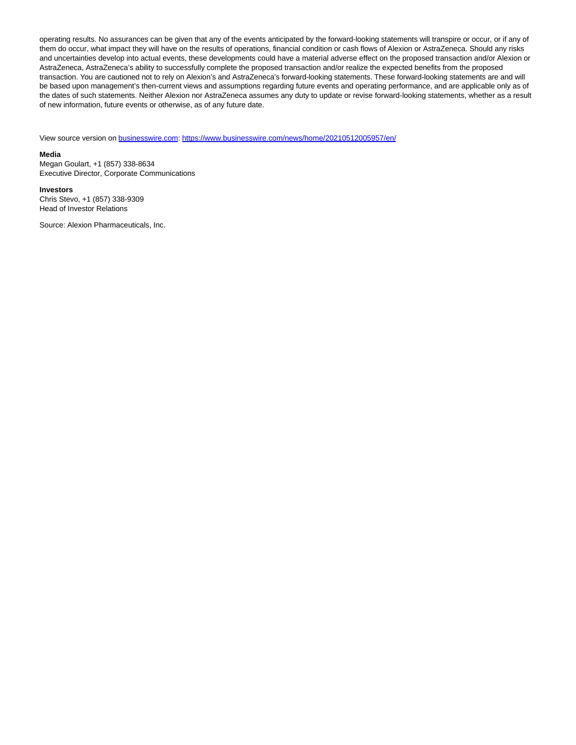operating results. No assurances can be given that any of the events anticipated by the forward-looking statements will transpire or occur, or if any of them do occur, what impact they will have on the results of operations, financial condition or cash flows of Alexion or AstraZeneca. Should any risks and uncertainties develop into actual events, these developments could have a material adverse effect on the proposed transaction and/or Alexion or AstraZeneca, AstraZeneca's ability to successfully complete the proposed transaction and/or realize the expected benefits from the proposed transaction. You are cautioned not to rely on Alexion's and AstraZeneca's forward-looking statements. These forward-looking statements are and will be based upon management's then-current views and assumptions regarding future events and operating performance, and are applicable only as of the dates of such statements. Neither Alexion nor AstraZeneca assumes any duty to update or revise forward-looking statements, whether as a result of new information, future events or otherwise, as of any future date.

View source version on [businesswire.com](https://www.businesswire.com/news/home/20210512005957/en/): [https://www.businesswire.com/news/home/20210512005957/en/](https://www.businesswire.com/news/home/20210512005957/en/)

**Media**
Megan Goulart, +1 (857) 338-8634
Executive Director, Corporate Communications

**Investors**
Chris Stevo, +1 (857) 338-9309
Head of Investor Relations

Source: Alexion Pharmaceuticals, Inc.